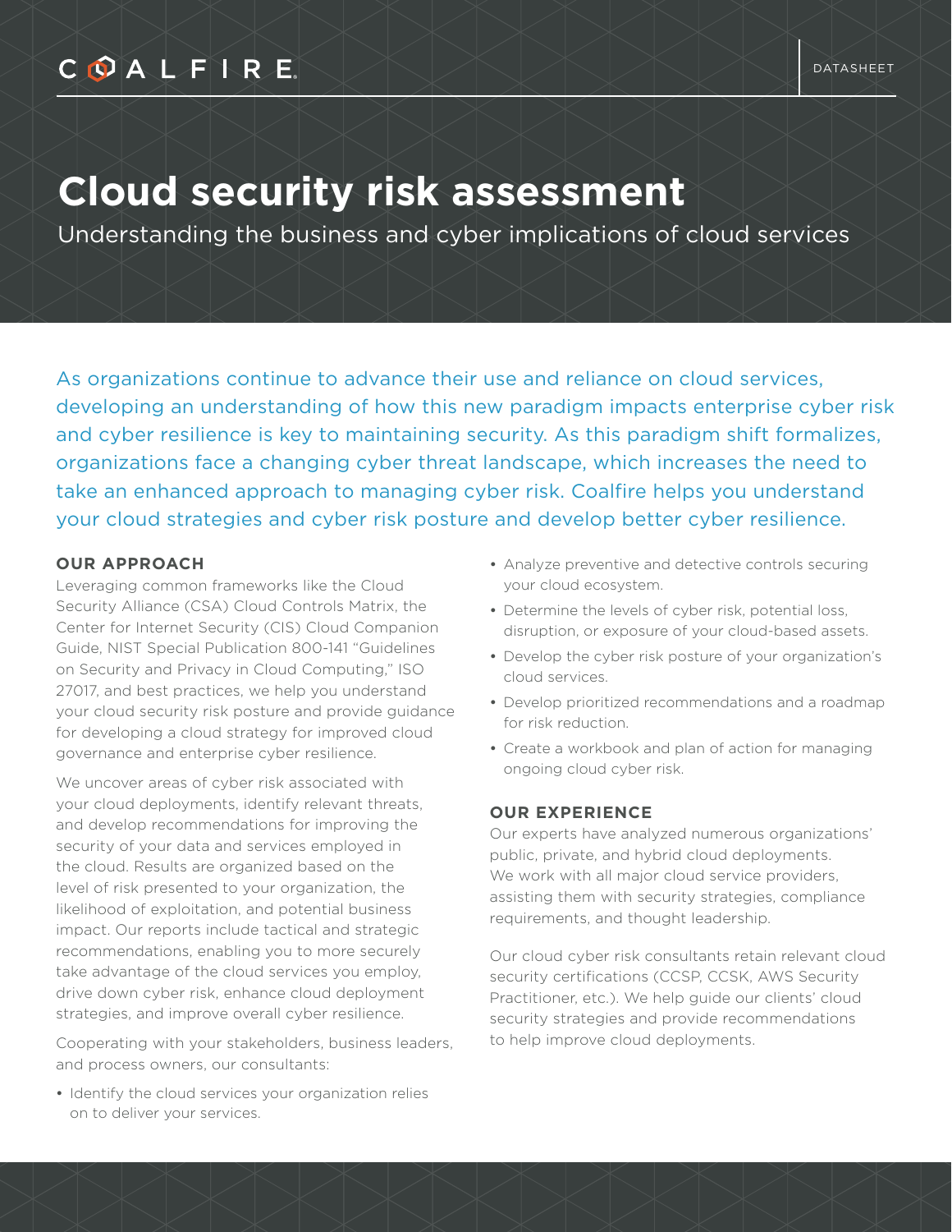COALFIRE

DATASHEET

# Cloud security risk assessment

## Understanding the business and cyber implications of cloud services

As organizations continue to advance their use and reliance on cloud services, developing an understanding of how this new paradigm impacts enterprise cyber risk and cyber resilience is key to maintaining security. As this paradigm shift formalizes, organizations face a changing cyber threat landscape, which increases the need to take an enhanced approach to managing cyber risk. Coalfire helps you understand your cloud strategies and cyber risk posture and develop better cyber resilience.

### OUR APPROACH

Leveraging common frameworks like the Cloud Security Alliance (CSA) Cloud Controls Matrix, the Center for Internet Security (CIS) Cloud Companion Guide, NIST Special Publication 800-141 "Guidelines on Security and Privacy in Cloud Computing," ISO 27017, and best practices, we help you understand your cloud security risk posture and provide guidance for developing a cloud strategy for improved cloud governance and enterprise cyber resilience.

We uncover areas of cyber risk associated with your cloud deployments, identify relevant threats, and develop recommendations for improving the security of your data and services employed in the cloud. Results are organized based on the level of risk presented to your organization, the likelihood of exploitation, and potential business impact. Our reports include tactical and strategic recommendations, enabling you to more securely take advantage of the cloud services you employ, drive down cyber risk, enhance cloud deployment strategies, and improve overall cyber resilience.

Cooperating with your stakeholders, business leaders, and process owners, our consultants:

- Identify the cloud services your organization relies on to deliver your services.
- Analyze preventive and detective controls securing your cloud ecosystem.
- Determine the levels of cyber risk, potential loss, disruption, or exposure of your cloud-based assets.
- Develop the cyber risk posture of your organization's cloud services.
- Develop prioritized recommendations and a roadmap for risk reduction.
- Create a workbook and plan of action for managing ongoing cloud cyber risk.

### OUR EXPERIENCE

Our experts have analyzed numerous organizations' public, private, and hybrid cloud deployments. We work with all major cloud service providers, assisting them with security strategies, compliance requirements, and thought leadership.

Our cloud cyber risk consultants retain relevant cloud security certifications (CCSP, CCSK, AWS Security Practitioner, etc.). We help guide our clients' cloud security strategies and provide recommendations to help improve cloud deployments.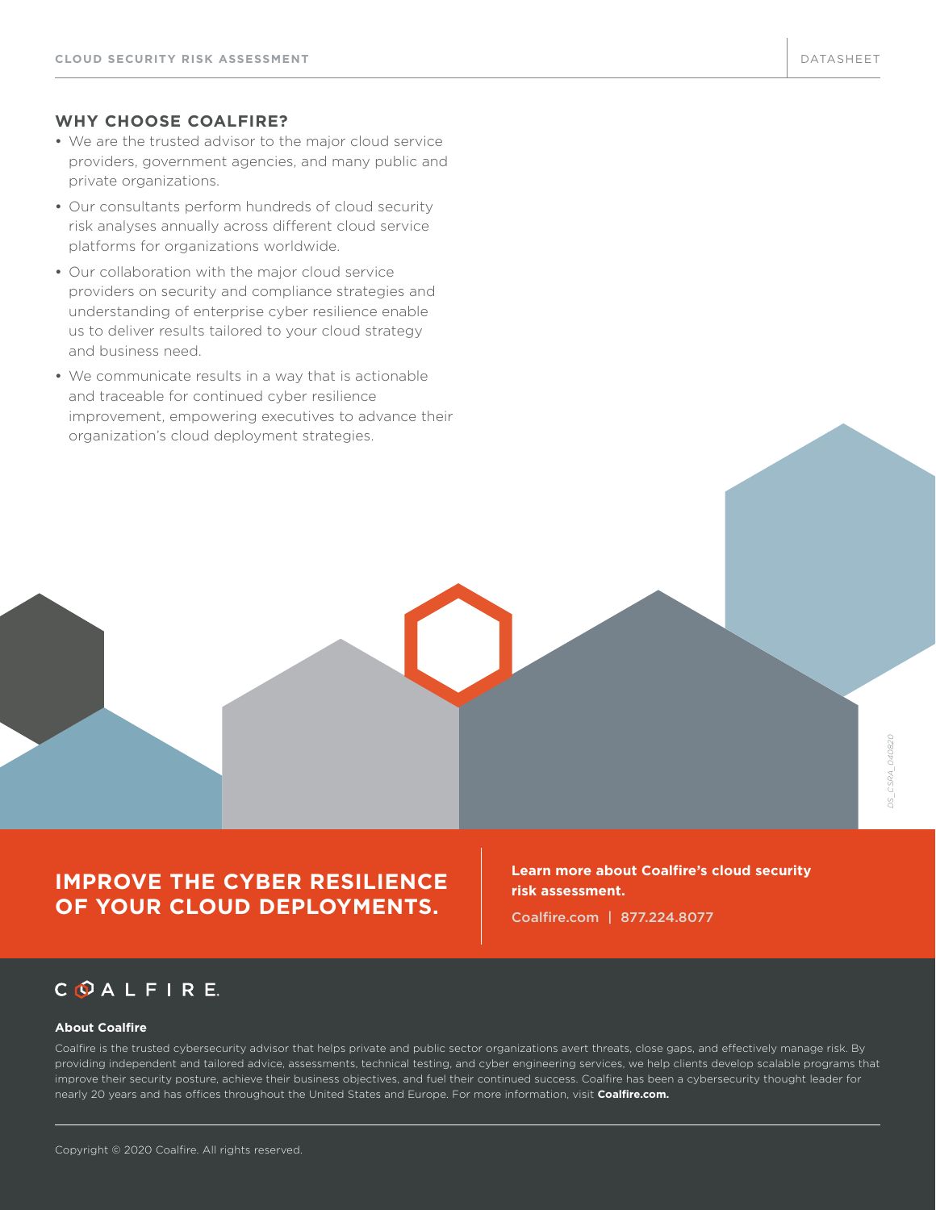## WHY CHOOSE COALFIRE?

- We are the trusted advisor to the major cloud service providers, government agencies, and many public and private organizations.
- Our consultants perform hundreds of cloud security risk analyses annually across different cloud service platforms for organizations worldwide.
- Our collaboration with the major cloud service providers on security and compliance strategies and understanding of enterprise cyber resilience enable us to deliver results tailored to your cloud strategy and business need.
- We communicate results in a way that is actionable and traceable for continued cyber resilience improvement, empowering executives to advance their organization's cloud deployment strategies.

DS_CSRA_040820

## IMPROVE THE CYBER RESILIENCE OF YOUR CLOUD DEPLOYMENTS.

**Learn more about Coalfire's cloud security risk assessment.**

Coalfire.com | 877.224.8077

COALFIRE.

**About Coalfire**

Coalfire is the trusted cybersecurity advisor that helps private and public sector organizations avert threats, close gaps, and effectively manage risk. By providing independent and tailored advice, assessments, technical testing, and cyber engineering services, we help clients develop scalable programs that improve their security posture, achieve their business objectives, and fuel their continued success. Coalfire has been a cybersecurity thought leader for nearly 20 years and has offices throughout the United States and Europe. For more information, visit **Coalfire.com.**

Copyright © 2020 Coalfire. All rights reserved.